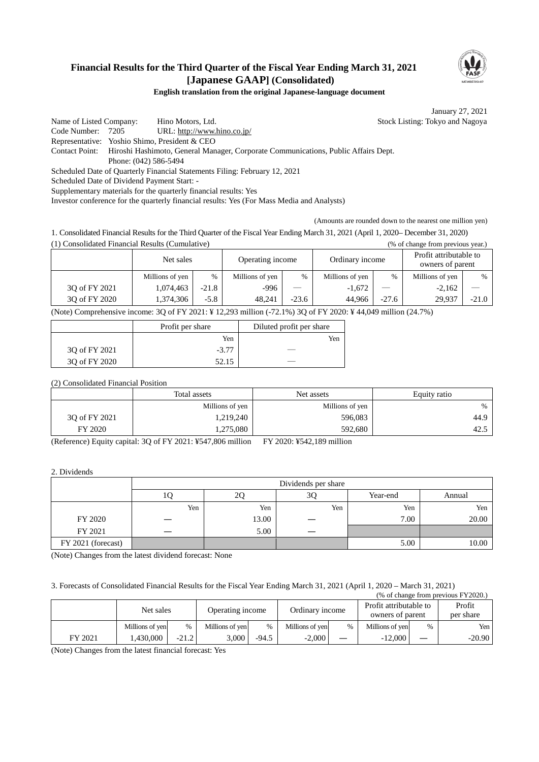# Financial Results for the Third Quarter of the Fiscal Year Ending March 31, 2021 [Japanese GAAP] (Consolidated)

**English translation from the original Japanese-language document**

January 27, 2021

Name of Listed Company: Hino Motors, Ltd. Stock Listing: Tokyo and Nagoya
Code Number: 7205 URL: http://www.hino.co.jp/
Representative: Yoshio Shimo, President & CEO
Contact Point: Hiroshi Hashimoto, General Manager, Corporate Communications, Public Affairs Dept.
Phone: (042) 586-5494
Scheduled Date of Quarterly Financial Statements Filing: February 12, 2021
Scheduled Date of Dividend Payment Start: -
Supplementary materials for the quarterly financial results: Yes
Investor conference for the quarterly financial results: Yes (For Mass Media and Analysts)

(Amounts are rounded down to the nearest one million yen)

1. Consolidated Financial Results for the Third Quarter of the Fiscal Year Ending March 31, 2021 (April 1, 2020– December 31, 2020)

(1) Consolidated Financial Results (Cumulative) (% of change from previous year.)

| | Net sales | | Operating income | | Ordinary income | | Profit attributable to owners of parent | |
|---|---|---|---|---|---|---|---|---|
| | Millions of yen | % | Millions of yen | % | Millions of yen | % | Millions of yen | % |
| 3Q of FY 2021 | 1,074,463 | -21.8 | -996 | — | -1,672 | — | -2,162 | — |
| 3Q of FY 2020 | 1,374,306 | -5.8 | 48,241 | -23.6 | 44,966 | -27.6 | 29,937 | -21.0 |

(Note) Comprehensive income: 3Q of FY 2021: ¥ 12,293 million (-72.1%) 3Q of FY 2020: ¥ 44,049 million (24.7%)

| | Profit per share | Diluted profit per share |
|---|---|---|
| | Yen | Yen |
| 3Q of FY 2021 | -3.77 | — |
| 3Q of FY 2020 | 52.15 | — |

(2) Consolidated Financial Position

| | Total assets | Net assets | Equity ratio |
|---|---|---|---|
| | Millions of yen | Millions of yen | % |
| 3Q of FY 2021 | 1,219,240 | 596,083 | 44.9 |
| FY 2020 | 1,275,080 | 592,680 | 42.5 |

(Reference) Equity capital: 3Q of FY 2021: ¥547,806 million FY 2020: ¥542,189 million

2. Dividends

| | Dividends per share | | | | |
|---|---|---|---|---|---|
| | 1Q | 2Q | 3Q | Year-end | Annual |
| | Yen | Yen | Yen | Yen | Yen |
| FY 2020 | — | 13.00 | — | 7.00 | 20.00 |
| FY 2021 | — | 5.00 | — | | |
| FY 2021 (forecast) | | | | 5.00 | 10.00 |

(Note) Changes from the latest dividend forecast: None

3. Forecasts of Consolidated Financial Results for the Fiscal Year Ending March 31, 2021 (April 1, 2020 – March 31, 2021)

(% of change from previous FY2020.)

| | Net sales | | Operating income | | Ordinary income | | Profit attributable to owners of parent | | Profit per share |
|---|---|---|---|---|---|---|---|---|---|
| | Millions of yen | % | Millions of yen | % | Millions of yen | % | Millions of yen | % | Yen |
| FY 2021 | 1,430,000 | -21.2 | 3,000 | -94.5 | -2,000 | — | -12,000 | — | -20.90 |

(Note) Changes from the latest financial forecast: Yes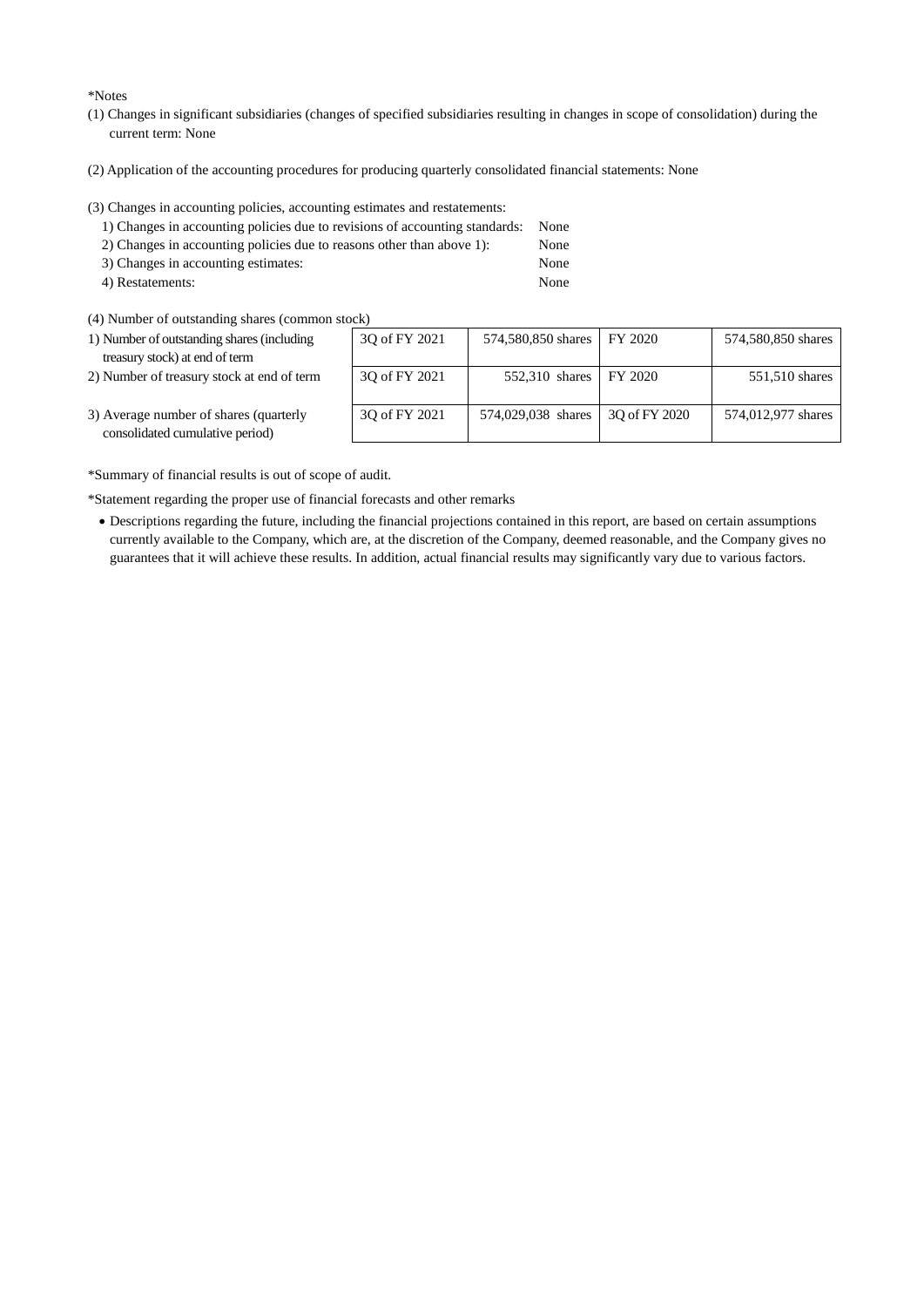*Notes

(1) Changes in significant subsidiaries (changes of specified subsidiaries resulting in changes in scope of consolidation) during the current term: None

(2) Application of the accounting procedures for producing quarterly consolidated financial statements: None

(3) Changes in accounting policies, accounting estimates and restatements:

1) Changes in accounting policies due to revisions of accounting standards: None
2) Changes in accounting policies due to reasons other than above 1): None
3) Changes in accounting estimates: None
4) Restatements: None

(4) Number of outstanding shares (common stock)

| | | | | |
|---|---|---|---|---|
| 1) Number of outstanding shares (including treasury stock) at end of term | 3Q of FY 2021 | 574,580,850 shares | FY 2020 | 574,580,850 shares |
| 2) Number of treasury stock at end of term | 3Q of FY 2021 | 552,310 shares | FY 2020 | 551,510 shares |
| 3) Average number of shares (quarterly consolidated cumulative period) | 3Q of FY 2021 | 574,029,038 shares | 3Q of FY 2020 | 574,012,977 shares |

*Summary of financial results is out of scope of audit.

*Statement regarding the proper use of financial forecasts and other remarks

- Descriptions regarding the future, including the financial projections contained in this report, are based on certain assumptions currently available to the Company, which are, at the discretion of the Company, deemed reasonable, and the Company gives no guarantees that it will achieve these results. In addition, actual financial results may significantly vary due to various factors.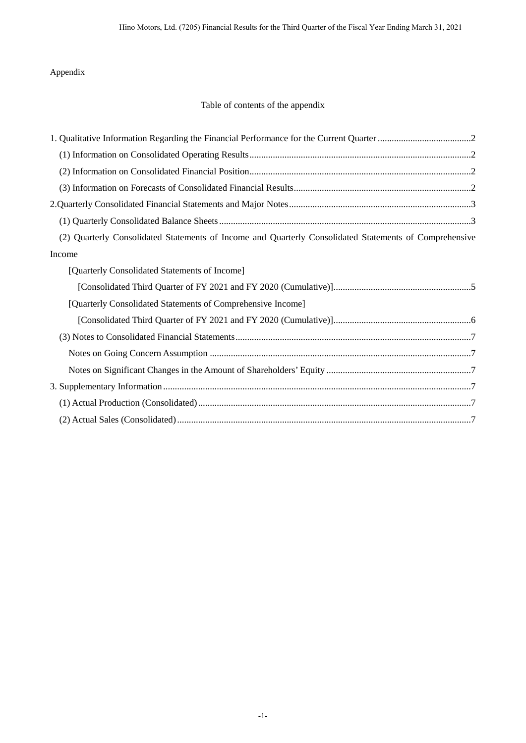Appendix

Table of contents of the appendix

1. Qualitative Information Regarding the Financial Performance for the Current Quarter........................................2
   (1) Information on Consolidated Operating Results..............................................................................................2
   (2) Information on Consolidated Financial Position..............................................................................................2
   (3) Information on Forecasts of Consolidated Financial Results...........................................................................2
2.Quarterly Consolidated Financial Statements and Major Notes.............................................................................3
   (1) Quarterly Consolidated Balance Sheets...........................................................................................................3
   (2) Quarterly Consolidated Statements of Income and Quarterly Consolidated Statements of Comprehensive Income
      [Quarterly Consolidated Statements of Income]
         [Consolidated Third Quarter of FY 2021 and FY 2020 (Cumulative)]..........................................................5
      [Quarterly Consolidated Statements of Comprehensive Income]
         [Consolidated Third Quarter of FY 2021 and FY 2020 (Cumulative)]..........................................................6
   (3) Notes to Consolidated Financial Statements....................................................................................................7
      Notes on Going Concern Assumption ...............................................................................................................7
      Notes on Significant Changes in the Amount of Shareholders' Equity .............................................................7
3. Supplementary Information...................................................................................................................................7
   (1) Actual Production (Consolidated)....................................................................................................................7
   (2) Actual Sales (Consolidated).............................................................................................................................7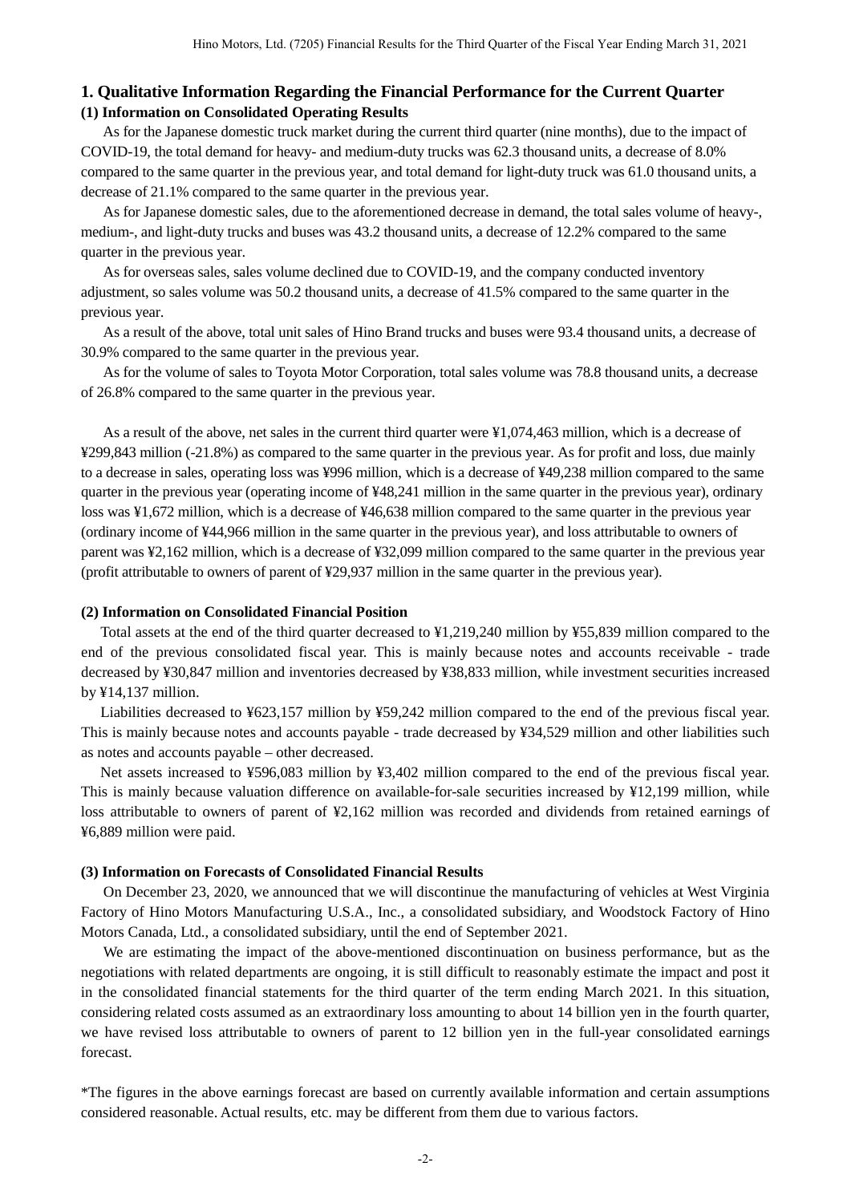# 1. Qualitative Information Regarding the Financial Performance for the Current Quarter

## (1) Information on Consolidated Operating Results

As for the Japanese domestic truck market during the current third quarter (nine months), due to the impact of COVID-19, the total demand for heavy- and medium-duty trucks was 62.3 thousand units, a decrease of 8.0% compared to the same quarter in the previous year, and total demand for light-duty truck was 61.0 thousand units, a decrease of 21.1% compared to the same quarter in the previous year.

As for Japanese domestic sales, due to the aforementioned decrease in demand, the total sales volume of heavy-, medium-, and light-duty trucks and buses was 43.2 thousand units, a decrease of 12.2% compared to the same quarter in the previous year.

As for overseas sales, sales volume declined due to COVID-19, and the company conducted inventory adjustment, so sales volume was 50.2 thousand units, a decrease of 41.5% compared to the same quarter in the previous year.

As a result of the above, total unit sales of Hino Brand trucks and buses were 93.4 thousand units, a decrease of 30.9% compared to the same quarter in the previous year.

As for the volume of sales to Toyota Motor Corporation, total sales volume was 78.8 thousand units, a decrease of 26.8% compared to the same quarter in the previous year.

As a result of the above, net sales in the current third quarter were ¥1,074,463 million, which is a decrease of ¥299,843 million (-21.8%) as compared to the same quarter in the previous year. As for profit and loss, due mainly to a decrease in sales, operating loss was ¥996 million, which is a decrease of ¥49,238 million compared to the same quarter in the previous year (operating income of ¥48,241 million in the same quarter in the previous year), ordinary loss was ¥1,672 million, which is a decrease of ¥46,638 million compared to the same quarter in the previous year (ordinary income of ¥44,966 million in the same quarter in the previous year), and loss attributable to owners of parent was ¥2,162 million, which is a decrease of ¥32,099 million compared to the same quarter in the previous year (profit attributable to owners of parent of ¥29,937 million in the same quarter in the previous year).

## (2) Information on Consolidated Financial Position

Total assets at the end of the third quarter decreased to ¥1,219,240 million by ¥55,839 million compared to the end of the previous consolidated fiscal year. This is mainly because notes and accounts receivable - trade decreased by ¥30,847 million and inventories decreased by ¥38,833 million, while investment securities increased by ¥14,137 million.

Liabilities decreased to ¥623,157 million by ¥59,242 million compared to the end of the previous fiscal year. This is mainly because notes and accounts payable - trade decreased by ¥34,529 million and other liabilities such as notes and accounts payable – other decreased.

Net assets increased to ¥596,083 million by ¥3,402 million compared to the end of the previous fiscal year. This is mainly because valuation difference on available-for-sale securities increased by ¥12,199 million, while loss attributable to owners of parent of ¥2,162 million was recorded and dividends from retained earnings of ¥6,889 million were paid.

## (3) Information on Forecasts of Consolidated Financial Results

On December 23, 2020, we announced that we will discontinue the manufacturing of vehicles at West Virginia Factory of Hino Motors Manufacturing U.S.A., Inc., a consolidated subsidiary, and Woodstock Factory of Hino Motors Canada, Ltd., a consolidated subsidiary, until the end of September 2021.

We are estimating the impact of the above-mentioned discontinuation on business performance, but as the negotiations with related departments are ongoing, it is still difficult to reasonably estimate the impact and post it in the consolidated financial statements for the third quarter of the term ending March 2021. In this situation, considering related costs assumed as an extraordinary loss amounting to about 14 billion yen in the fourth quarter, we have revised loss attributable to owners of parent to 12 billion yen in the full-year consolidated earnings forecast.

*The figures in the above earnings forecast are based on currently available information and certain assumptions considered reasonable. Actual results, etc. may be different from them due to various factors.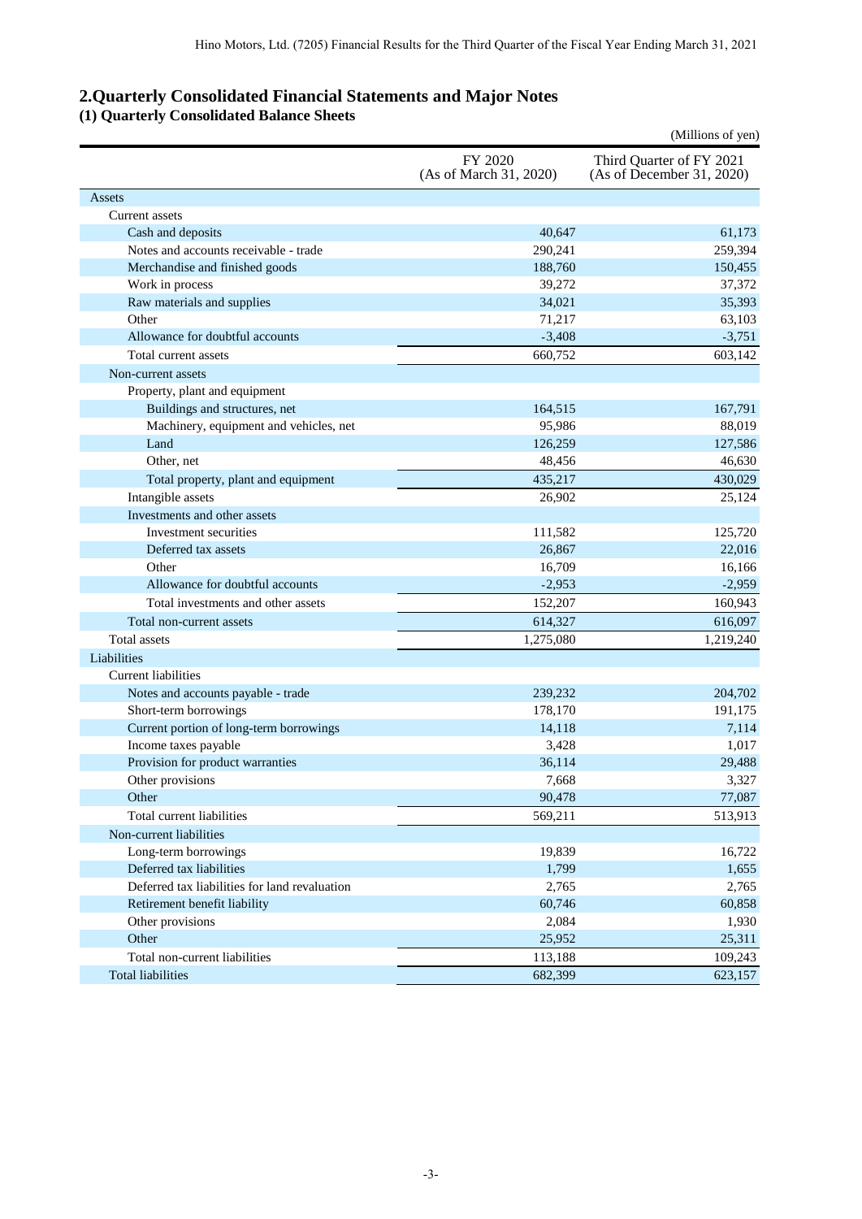## 2.Quarterly Consolidated Financial Statements and Major Notes

### (1) Quarterly Consolidated Balance Sheets

(Millions of yen)

| | FY 2020 (As of March 31, 2020) | Third Quarter of FY 2021 (As of December 31, 2020) |
|---|---|---|
| Assets | | |
| Current assets | | |
| Cash and deposits | 40,647 | 61,173 |
| Notes and accounts receivable - trade | 290,241 | 259,394 |
| Merchandise and finished goods | 188,760 | 150,455 |
| Work in process | 39,272 | 37,372 |
| Raw materials and supplies | 34,021 | 35,393 |
| Other | 71,217 | 63,103 |
| Allowance for doubtful accounts | -3,408 | -3,751 |
| Total current assets | 660,752 | 603,142 |
| Non-current assets | | |
| Property, plant and equipment | | |
| Buildings and structures, net | 164,515 | 167,791 |
| Machinery, equipment and vehicles, net | 95,986 | 88,019 |
| Land | 126,259 | 127,586 |
| Other, net | 48,456 | 46,630 |
| Total property, plant and equipment | 435,217 | 430,029 |
| Intangible assets | 26,902 | 25,124 |
| Investments and other assets | | |
| Investment securities | 111,582 | 125,720 |
| Deferred tax assets | 26,867 | 22,016 |
| Other | 16,709 | 16,166 |
| Allowance for doubtful accounts | -2,953 | -2,959 |
| Total investments and other assets | 152,207 | 160,943 |
| Total non-current assets | 614,327 | 616,097 |
| Total assets | 1,275,080 | 1,219,240 |
| Liabilities | | |
| Current liabilities | | |
| Notes and accounts payable - trade | 239,232 | 204,702 |
| Short-term borrowings | 178,170 | 191,175 |
| Current portion of long-term borrowings | 14,118 | 7,114 |
| Income taxes payable | 3,428 | 1,017 |
| Provision for product warranties | 36,114 | 29,488 |
| Other provisions | 7,668 | 3,327 |
| Other | 90,478 | 77,087 |
| Total current liabilities | 569,211 | 513,913 |
| Non-current liabilities | | |
| Long-term borrowings | 19,839 | 16,722 |
| Deferred tax liabilities | 1,799 | 1,655 |
| Deferred tax liabilities for land revaluation | 2,765 | 2,765 |
| Retirement benefit liability | 60,746 | 60,858 |
| Other provisions | 2,084 | 1,930 |
| Other | 25,952 | 25,311 |
| Total non-current liabilities | 113,188 | 109,243 |
| Total liabilities | 682,399 | 623,157 |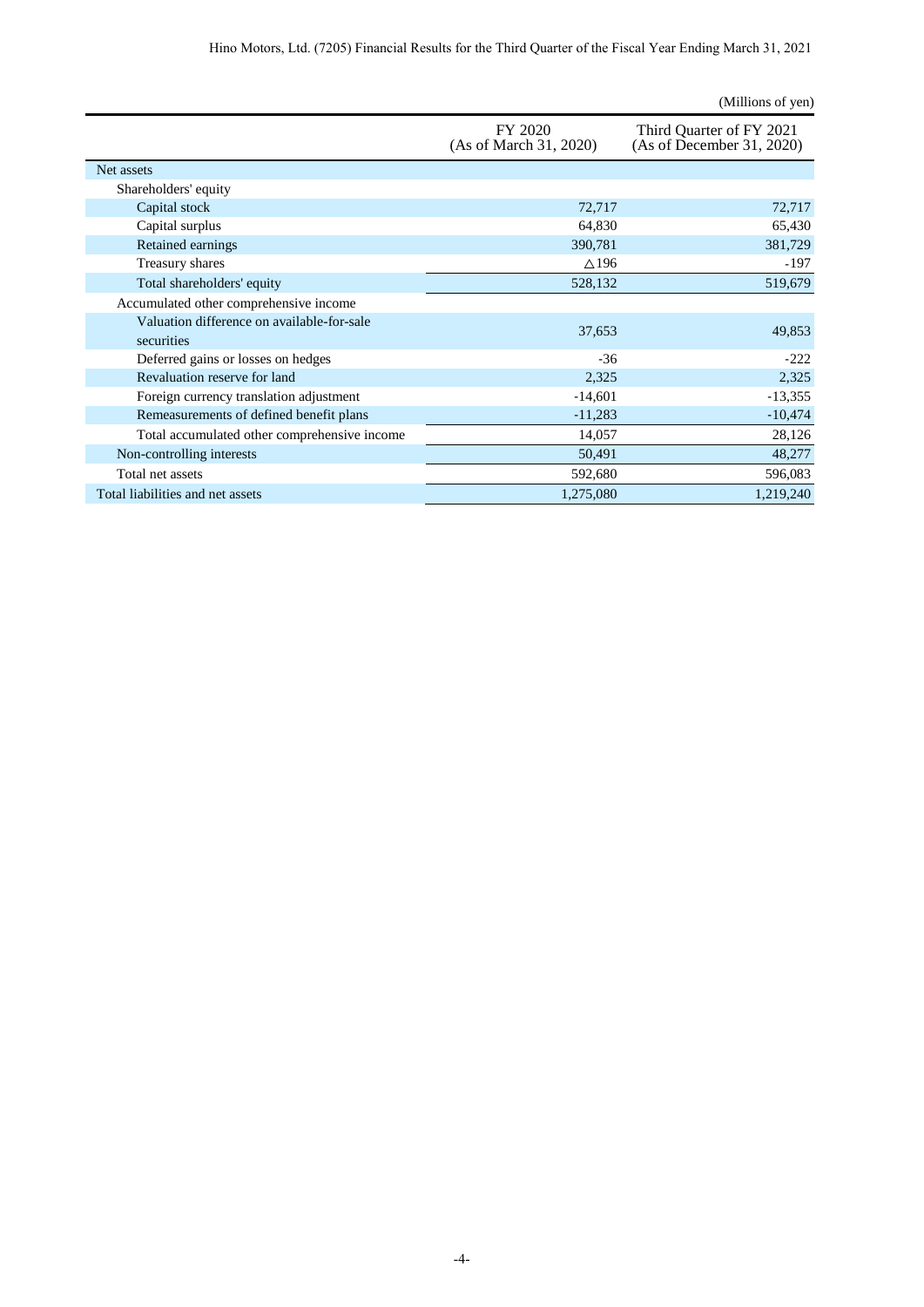(Millions of yen)

| | FY 2020 (As of March 31, 2020) | Third Quarter of FY 2021 (As of December 31, 2020) |
|---|---|---|
| Net assets | | |
| Shareholders' equity | | |
| Capital stock | 72,717 | 72,717 |
| Capital surplus | 64,830 | 65,430 |
| Retained earnings | 390,781 | 381,729 |
| Treasury shares | △196 | -197 |
| Total shareholders' equity | 528,132 | 519,679 |
| Accumulated other comprehensive income | | |
| Valuation difference on available-for-sale securities | 37,653 | 49,853 |
| Deferred gains or losses on hedges | -36 | -222 |
| Revaluation reserve for land | 2,325 | 2,325 |
| Foreign currency translation adjustment | -14,601 | -13,355 |
| Remeasurements of defined benefit plans | -11,283 | -10,474 |
| Total accumulated other comprehensive income | 14,057 | 28,126 |
| Non-controlling interests | 50,491 | 48,277 |
| Total net assets | 592,680 | 596,083 |
| Total liabilities and net assets | 1,275,080 | 1,219,240 |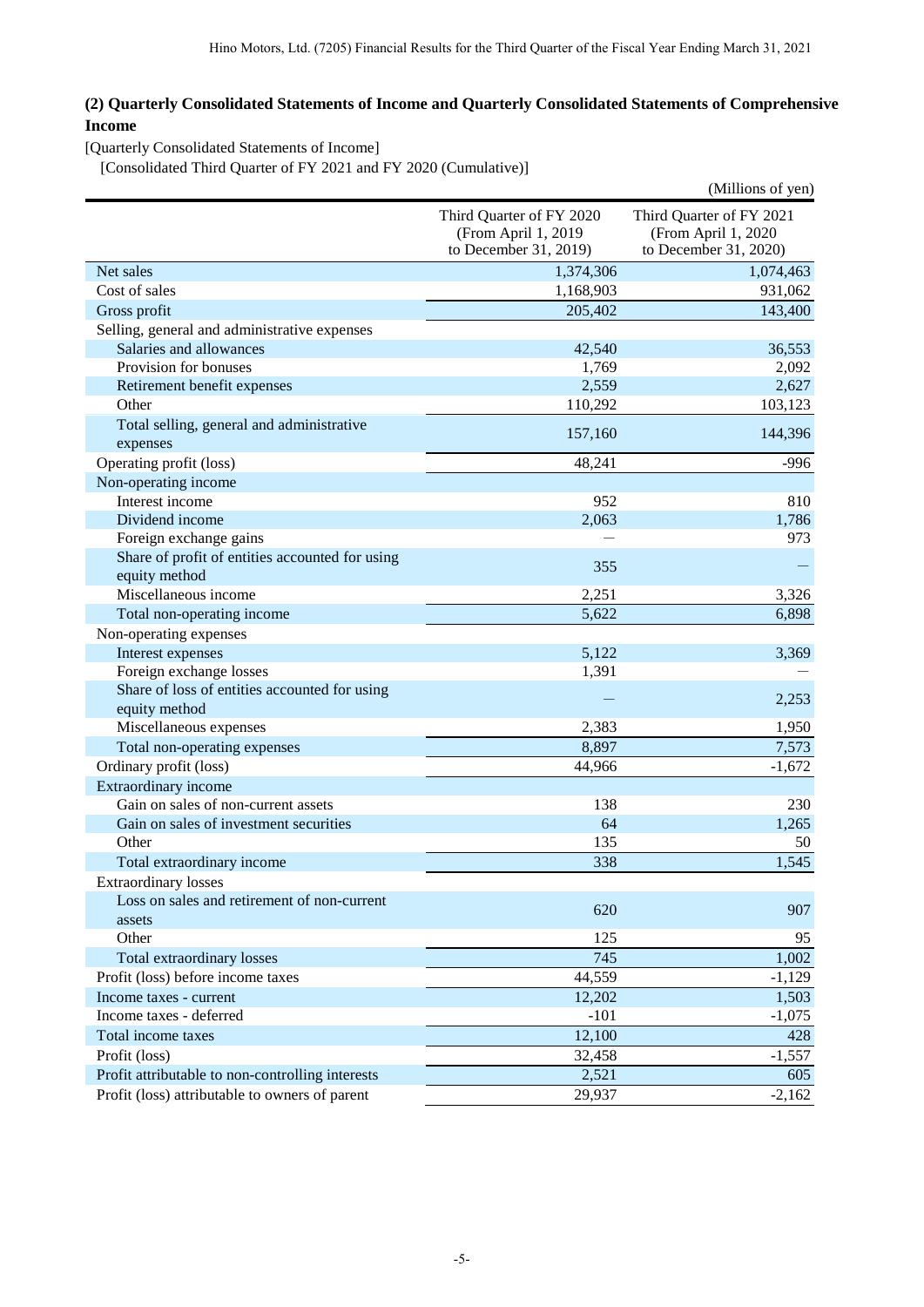## (2) Quarterly Consolidated Statements of Income and Quarterly Consolidated Statements of Comprehensive Income

[Quarterly Consolidated Statements of Income]

[Consolidated Third Quarter of FY 2021 and FY 2020 (Cumulative)]

(Millions of yen)

| | Third Quarter of FY 2020 (From April 1, 2019 to December 31, 2019) | Third Quarter of FY 2021 (From April 1, 2020 to December 31, 2020) |
|---|---|---|
| Net sales | 1,374,306 | 1,074,463 |
| Cost of sales | 1,168,903 | 931,062 |
| Gross profit | 205,402 | 143,400 |
| Selling, general and administrative expenses | | |
| Salaries and allowances | 42,540 | 36,553 |
| Provision for bonuses | 1,769 | 2,092 |
| Retirement benefit expenses | 2,559 | 2,627 |
| Other | 110,292 | 103,123 |
| Total selling, general and administrative expenses | 157,160 | 144,396 |
| Operating profit (loss) | 48,241 | -996 |
| Non-operating income | | |
| Interest income | 952 | 810 |
| Dividend income | 2,063 | 1,786 |
| Foreign exchange gains | — | 973 |
| Share of profit of entities accounted for using equity method | 355 | — |
| Miscellaneous income | 2,251 | 3,326 |
| Total non-operating income | 5,622 | 6,898 |
| Non-operating expenses | | |
| Interest expenses | 5,122 | 3,369 |
| Foreign exchange losses | 1,391 | — |
| Share of loss of entities accounted for using equity method | — | 2,253 |
| Miscellaneous expenses | 2,383 | 1,950 |
| Total non-operating expenses | 8,897 | 7,573 |
| Ordinary profit (loss) | 44,966 | -1,672 |
| Extraordinary income | | |
| Gain on sales of non-current assets | 138 | 230 |
| Gain on sales of investment securities | 64 | 1,265 |
| Other | 135 | 50 |
| Total extraordinary income | 338 | 1,545 |
| Extraordinary losses | | |
| Loss on sales and retirement of non-current assets | 620 | 907 |
| Other | 125 | 95 |
| Total extraordinary losses | 745 | 1,002 |
| Profit (loss) before income taxes | 44,559 | -1,129 |
| Income taxes - current | 12,202 | 1,503 |
| Income taxes - deferred | -101 | -1,075 |
| Total income taxes | 12,100 | 428 |
| Profit (loss) | 32,458 | -1,557 |
| Profit attributable to non-controlling interests | 2,521 | 605 |
| Profit (loss) attributable to owners of parent | 29,937 | -2,162 |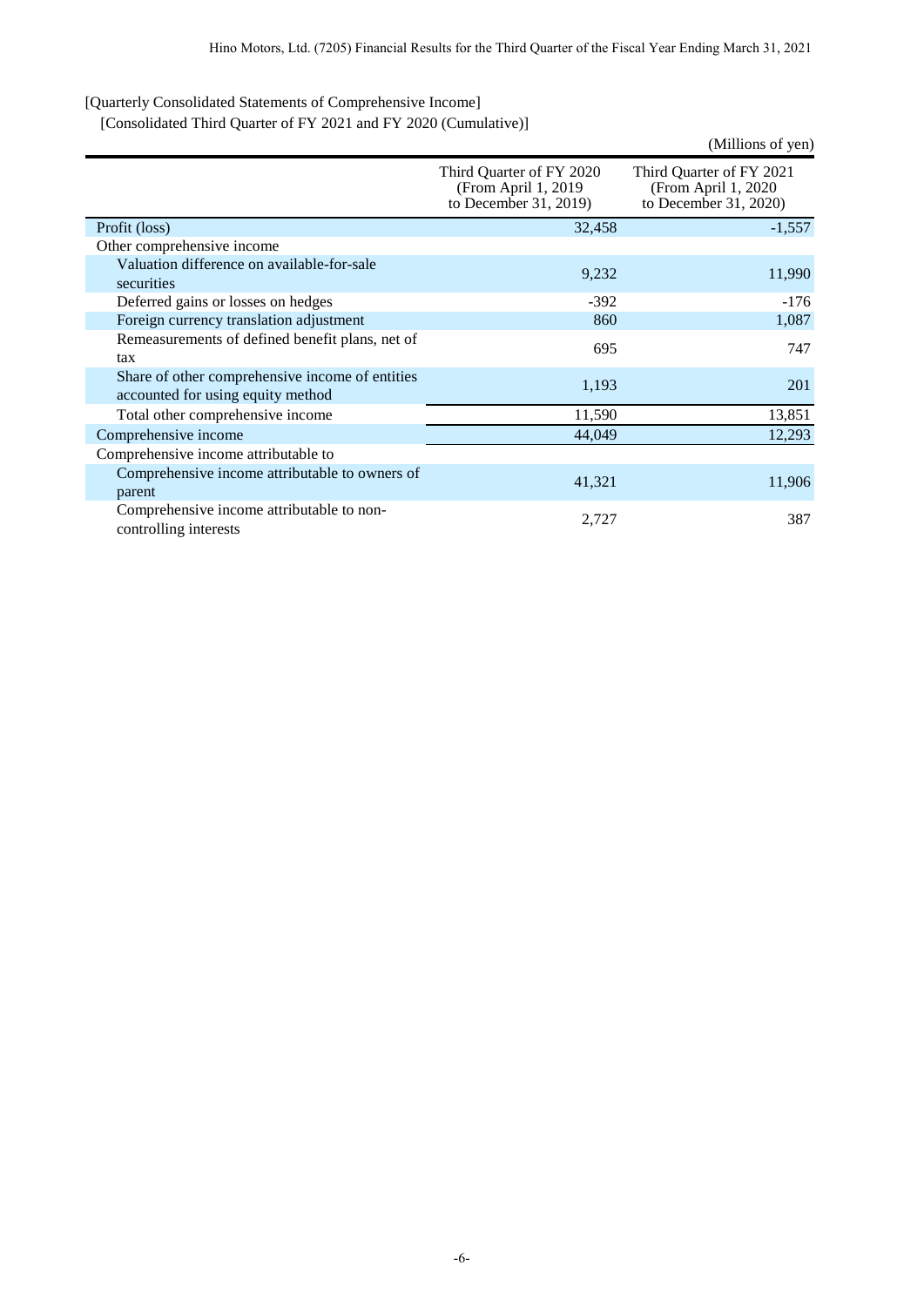[Quarterly Consolidated Statements of Comprehensive Income]

[Consolidated Third Quarter of FY 2021 and FY 2020 (Cumulative)]

(Millions of yen)

| | Third Quarter of FY 2020 (From April 1, 2019 to December 31, 2019) | Third Quarter of FY 2021 (From April 1, 2020 to December 31, 2020) |
|---|---|---|
| Profit (loss) | 32,458 | -1,557 |
| Other comprehensive income | | |
| Valuation difference on available-for-sale securities | 9,232 | 11,990 |
| Deferred gains or losses on hedges | -392 | -176 |
| Foreign currency translation adjustment | 860 | 1,087 |
| Remeasurements of defined benefit plans, net of tax | 695 | 747 |
| Share of other comprehensive income of entities accounted for using equity method | 1,193 | 201 |
| Total other comprehensive income | 11,590 | 13,851 |
| Comprehensive income | 44,049 | 12,293 |
| Comprehensive income attributable to | | |
| Comprehensive income attributable to owners of parent | 41,321 | 11,906 |
| Comprehensive income attributable to non-controlling interests | 2,727 | 387 |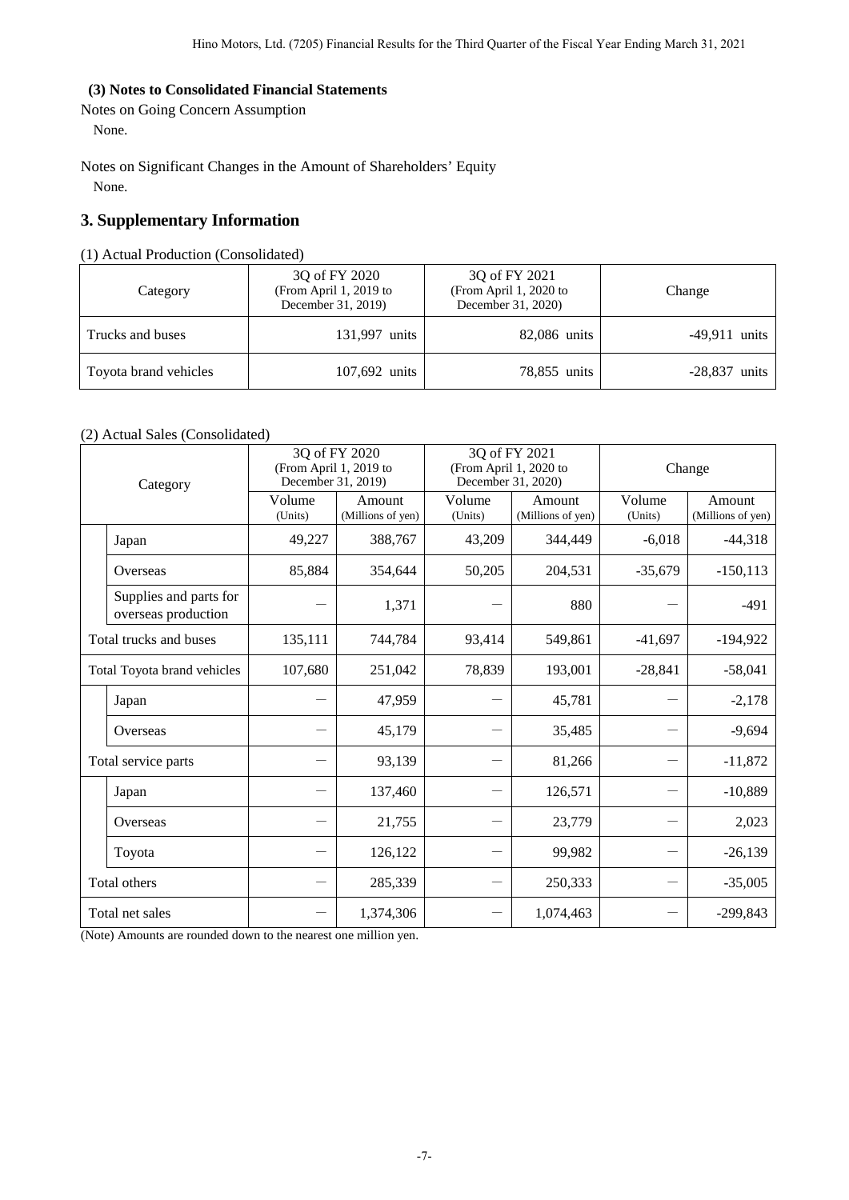### (3) Notes to Consolidated Financial Statements

Notes on Going Concern Assumption

None.

Notes on Significant Changes in the Amount of Shareholders' Equity

None.

## 3. Supplementary Information

(1) Actual Production (Consolidated)

| Category | 3Q of FY 2020 (From April 1, 2019 to December 31, 2019) | 3Q of FY 2021 (From April 1, 2020 to December 31, 2020) | Change |
|---|---|---|---|
| Trucks and buses | 131,997 units | 82,086 units | -49,911 units |
| Toyota brand vehicles | 107,692 units | 78,855 units | -28,837 units |

(2) Actual Sales (Consolidated)

| Category | | 3Q of FY 2020 (From April 1, 2019 to December 31, 2019) | | 3Q of FY 2021 (From April 1, 2020 to December 31, 2020) | | Change | |
|---|---|---|---|---|---|---|---|
| | | Volume (Units) | Amount (Millions of yen) | Volume (Units) | Amount (Millions of yen) | Volume (Units) | Amount (Millions of yen) |
| | Japan | 49,227 | 388,767 | 43,209 | 344,449 | -6,018 | -44,318 |
| | Overseas | 85,884 | 354,644 | 50,205 | 204,531 | -35,679 | -150,113 |
| | Supplies and parts for overseas production | ― | 1,371 | ― | 880 | ― | -491 |
| Total trucks and buses | | 135,111 | 744,784 | 93,414 | 549,861 | -41,697 | -194,922 |
| Total Toyota brand vehicles | | 107,680 | 251,042 | 78,839 | 193,001 | -28,841 | -58,041 |
| | Japan | ― | 47,959 | ― | 45,781 | ― | -2,178 |
| | Overseas | ― | 45,179 | ― | 35,485 | ― | -9,694 |
| Total service parts | | ― | 93,139 | ― | 81,266 | ― | -11,872 |
| | Japan | ― | 137,460 | ― | 126,571 | ― | -10,889 |
| | Overseas | ― | 21,755 | ― | 23,779 | ― | 2,023 |
| | Toyota | ― | 126,122 | ― | 99,982 | ― | -26,139 |
| Total others | | ― | 285,339 | ― | 250,333 | ― | -35,005 |
| Total net sales | | ― | 1,374,306 | ― | 1,074,463 | ― | -299,843 |

(Note) Amounts are rounded down to the nearest one million yen.